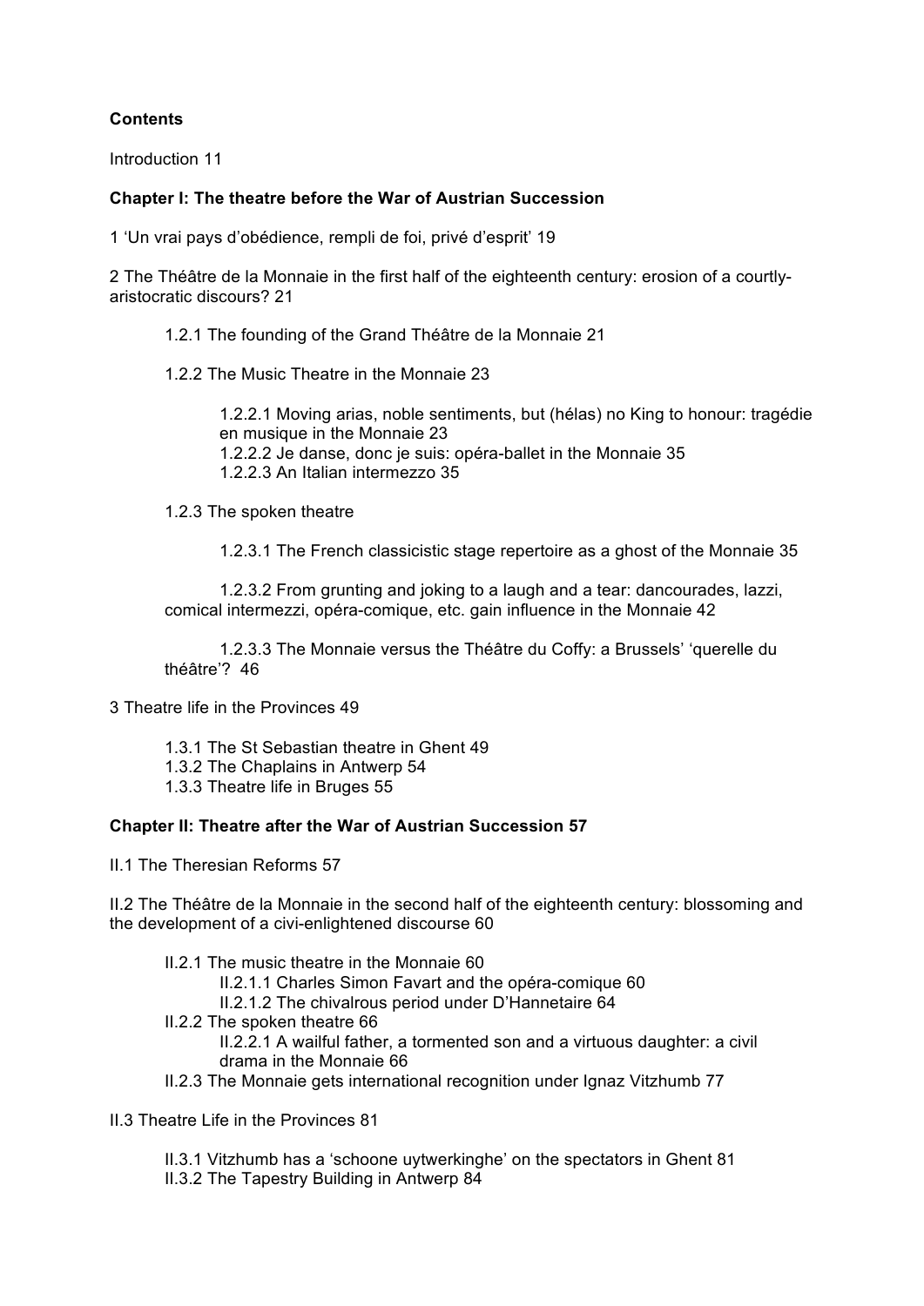**Contents**

Introduction 11

**Chapter I: The theatre before the War of Austrian Succession**

1 'Un vrai pays d'obédience, rempli de foi, privé d'esprit' 19

2 The Théâtre de la Monnaie in the first half of the eighteenth century: erosion of a courtly-aristocratic discours? 21

- 1.2.1 The founding of the Grand Théâtre de la Monnaie 21
- 1.2.2 The Music Theatre in the Monnaie 23
  - 1.2.2.1 Moving arias, noble sentiments, but (hélas) no King to honour: tragédie en musique in the Monnaie 23
  - 1.2.2.2 Je danse, donc je suis: opéra-ballet in the Monnaie 35
  - 1.2.2.3 An Italian intermezzo 35
- 1.2.3 The spoken theatre
  - 1.2.3.1 The French classicistic stage repertoire as a ghost of the Monnaie 35
  - 1.2.3.2 From grunting and joking to a laugh and a tear: dancourades, lazzi, comical intermezzi, opéra-comique, etc. gain influence in the Monnaie 42
  - 1.2.3.3 The Monnaie versus the Théâtre du Coffy: a Brussels' 'querelle du théâtre'? 46

3 Theatre life in the Provinces 49

- 1.3.1 The St Sebastian theatre in Ghent 49
- 1.3.2 The Chaplains in Antwerp 54
- 1.3.3 Theatre life in Bruges 55

**Chapter II: Theatre after the War of Austrian Succession 57**

II.1 The Theresian Reforms 57

II.2 The Théâtre de la Monnaie in the second half of the eighteenth century: blossoming and the development of a civi-enlightened discourse 60

- II.2.1 The music theatre in the Monnaie 60
  - II.2.1.1 Charles Simon Favart and the opéra-comique 60
  - II.2.1.2 The chivalrous period under D'Hannetaire 64
- II.2.2 The spoken theatre 66
  - II.2.2.1 A wailful father, a tormented son and a virtuous daughter: a civil drama in the Monnaie 66
- II.2.3 The Monnaie gets international recognition under Ignaz Vitzhumb 77

II.3 Theatre Life in the Provinces 81

- II.3.1 Vitzhumb has a 'schoone uytwerkinghe' on the spectators in Ghent 81
- II.3.2 The Tapestry Building in Antwerp 84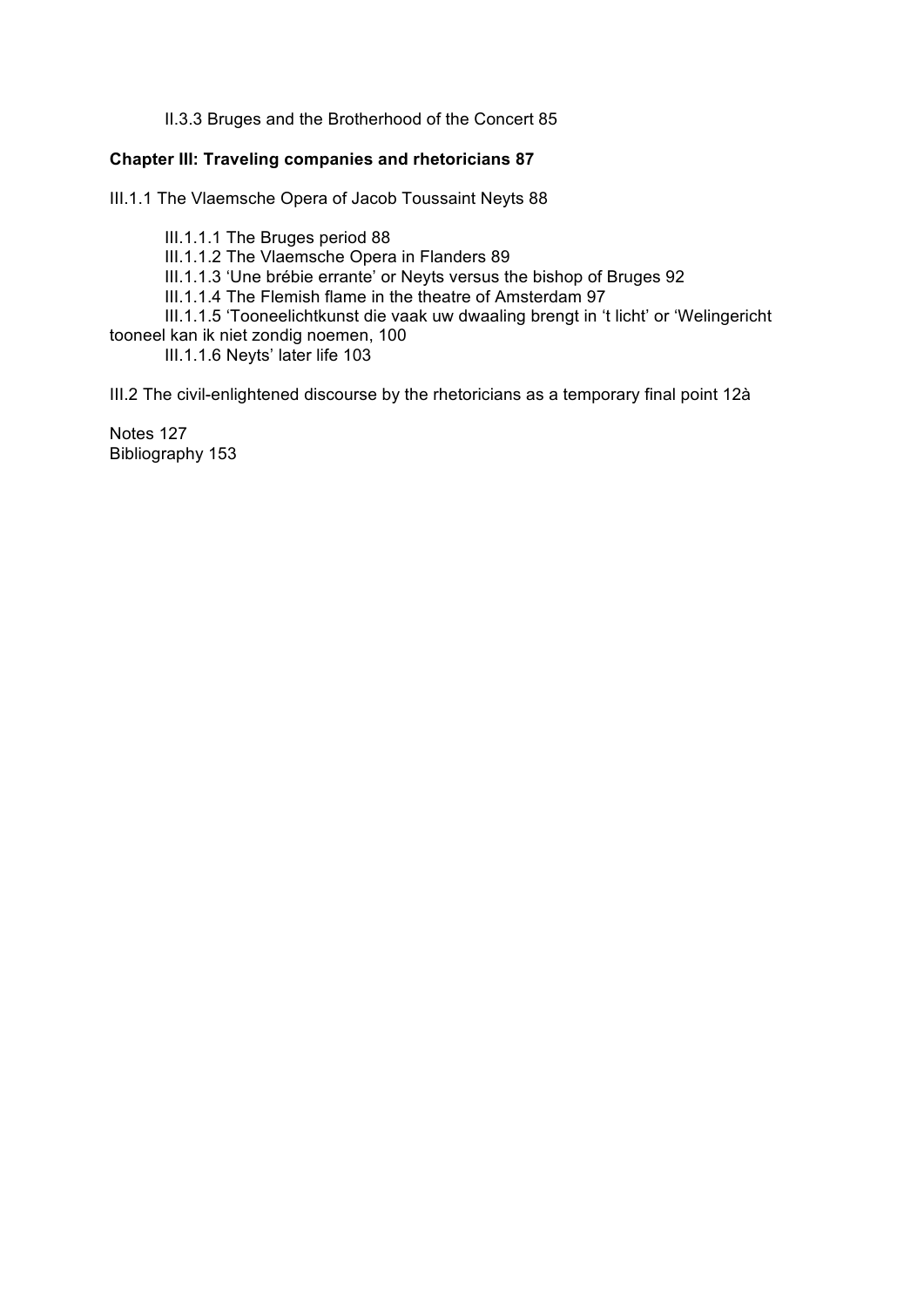II.3.3 Bruges and the Brotherhood of the Concert 85

**Chapter III: Traveling companies and rhetoricians 87**

III.1.1 The Vlaemsche Opera of Jacob Toussaint Neyts 88

III.1.1.1 The Bruges period 88
III.1.1.2 The Vlaemsche Opera in Flanders 89
III.1.1.3 'Une brébie errante' or Neyts versus the bishop of Bruges 92
III.1.1.4 The Flemish flame in the theatre of Amsterdam 97
III.1.1.5 'Tooneelichtkunst die vaak uw dwaaling brengt in 't licht' or 'Welingericht tooneel kan ik niet zondig noemen, 100
III.1.1.6 Neyts' later life 103

III.2 The civil-enlightened discourse by the rhetoricians as a temporary final point 12à

Notes 127
Bibliography 153